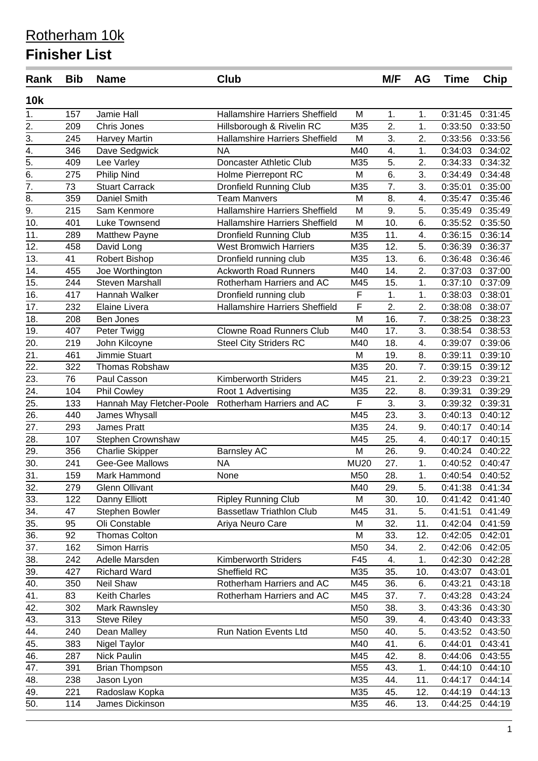# Rotherham 10k

## Finisher List

| Rank | Bib | Name | Club | | M/F | AG | Time | Chip |
|---|---|---|---|---|---|---|---|---|
| **10k** | | | | | | | | |
| 1. | 157 | Jamie Hall | Hallamshire Harriers Sheffield | M | 1. | 1. | 0:31:45 | 0:31:45 |
| 2. | 209 | Chris Jones | Hillsborough & Rivelin RC | M35 | 2. | 1. | 0:33:50 | 0:33:50 |
| 3. | 245 | Harvey Martin | Hallamshire Harriers Sheffield | M | 3. | 2. | 0:33:56 | 0:33:56 |
| 4. | 346 | Dave Sedgwick | NA | M40 | 4. | 1. | 0:34:03 | 0:34:02 |
| 5. | 409 | Lee Varley | Doncaster Athletic Club | M35 | 5. | 2. | 0:34:33 | 0:34:32 |
| 6. | 275 | Philip Nind | Holme Pierrepont RC | M | 6. | 3. | 0:34:49 | 0:34:48 |
| 7. | 73 | Stuart Carrack | Dronfield Running Club | M35 | 7. | 3. | 0:35:01 | 0:35:00 |
| 8. | 359 | Daniel Smith | Team Manvers | M | 8. | 4. | 0:35:47 | 0:35:46 |
| 9. | 215 | Sam Kenmore | Hallamshire Harriers Sheffield | M | 9. | 5. | 0:35:49 | 0:35:49 |
| 10. | 401 | Luke Townsend | Hallamshire Harriers Sheffield | M | 10. | 6. | 0:35:52 | 0:35:50 |
| 11. | 289 | Matthew Payne | Dronfield Running Club | M35 | 11. | 4. | 0:36:15 | 0:36:14 |
| 12. | 458 | David Long | West Bromwich Harriers | M35 | 12. | 5. | 0:36:39 | 0:36:37 |
| 13. | 41 | Robert Bishop | Dronfield running club | M35 | 13. | 6. | 0:36:48 | 0:36:46 |
| 14. | 455 | Joe Worthington | Ackworth Road Runners | M40 | 14. | 2. | 0:37:03 | 0:37:00 |
| 15. | 244 | Steven Marshall | Rotherham Harriers and AC | M45 | 15. | 1. | 0:37:10 | 0:37:09 |
| 16. | 417 | Hannah Walker | Dronfield running club | F | 1. | 1. | 0:38:03 | 0:38:01 |
| 17. | 232 | Elaine Livera | Hallamshire Harriers Sheffield | F | 2. | 2. | 0:38:08 | 0:38:07 |
| 18. | 208 | Ben Jones | | M | 16. | 7. | 0:38:25 | 0:38:23 |
| 19. | 407 | Peter Twigg | Clowne Road Runners Club | M40 | 17. | 3. | 0:38:54 | 0:38:53 |
| 20. | 219 | John Kilcoyne | Steel City Striders RC | M40 | 18. | 4. | 0:39:07 | 0:39:06 |
| 21. | 461 | Jimmie Stuart | | M | 19. | 8. | 0:39:11 | 0:39:10 |
| 22. | 322 | Thomas Robshaw | | M35 | 20. | 7. | 0:39:15 | 0:39:12 |
| 23. | 76 | Paul Casson | Kimberworth Striders | M45 | 21. | 2. | 0:39:23 | 0:39:21 |
| 24. | 104 | Phil Cowley | Root 1 Advertising | M35 | 22. | 8. | 0:39:31 | 0:39:29 |
| 25. | 133 | Hannah May Fletcher-Poole | Rotherham Harriers and AC | F | 3. | 3. | 0:39:32 | 0:39:31 |
| 26. | 440 | James Whysall | | M45 | 23. | 3. | 0:40:13 | 0:40:12 |
| 27. | 293 | James Pratt | | M35 | 24. | 9. | 0:40:17 | 0:40:14 |
| 28. | 107 | Stephen Crownshaw | | M45 | 25. | 4. | 0:40:17 | 0:40:15 |
| 29. | 356 | Charlie Skipper | Barnsley AC | M | 26. | 9. | 0:40:24 | 0:40:22 |
| 30. | 241 | Gee-Gee Mallows | NA | MU20 | 27. | 1. | 0:40:52 | 0:40:47 |
| 31. | 159 | Mark Hammond | None | M50 | 28. | 1. | 0:40:54 | 0:40:52 |
| 32. | 279 | Glenn Ollivant | | M40 | 29. | 5. | 0:41:38 | 0:41:34 |
| 33. | 122 | Danny Elliott | Ripley Running Club | M | 30. | 10. | 0:41:42 | 0:41:40 |
| 34. | 47 | Stephen Bowler | Bassetlaw Triathlon Club | M45 | 31. | 5. | 0:41:51 | 0:41:49 |
| 35. | 95 | Oli Constable | Ariya Neuro Care | M | 32. | 11. | 0:42:04 | 0:41:59 |
| 36. | 92 | Thomas Colton | | M | 33. | 12. | 0:42:05 | 0:42:01 |
| 37. | 162 | Simon Harris | | M50 | 34. | 2. | 0:42:06 | 0:42:05 |
| 38. | 242 | Adelle Marsden | Kimberworth Striders | F45 | 4. | 1. | 0:42:30 | 0:42:28 |
| 39. | 427 | Richard Ward | Sheffield RC | M35 | 35. | 10. | 0:43:07 | 0:43:01 |
| 40. | 350 | Neil Shaw | Rotherham Harriers and AC | M45 | 36. | 6. | 0:43:21 | 0:43:18 |
| 41. | 83 | Keith Charles | Rotherham Harriers and AC | M45 | 37. | 7. | 0:43:28 | 0:43:24 |
| 42. | 302 | Mark Rawnsley | | M50 | 38. | 3. | 0:43:36 | 0:43:30 |
| 43. | 313 | Steve Riley | | M50 | 39. | 4. | 0:43:40 | 0:43:33 |
| 44. | 240 | Dean Malley | Run Nation Events Ltd | M50 | 40. | 5. | 0:43:52 | 0:43:50 |
| 45. | 383 | Nigel Taylor | | M40 | 41. | 6. | 0:44:01 | 0:43:41 |
| 46. | 287 | Nick Paulin | | M45 | 42. | 8. | 0:44:06 | 0:43:55 |
| 47. | 391 | Brian Thompson | | M55 | 43. | 1. | 0:44:10 | 0:44:10 |
| 48. | 238 | Jason Lyon | | M35 | 44. | 11. | 0:44:17 | 0:44:14 |
| 49. | 221 | Radoslaw Kopka | | M35 | 45. | 12. | 0:44:19 | 0:44:13 |
| 50. | 114 | James Dickinson | | M35 | 46. | 13. | 0:44:25 | 0:44:19 |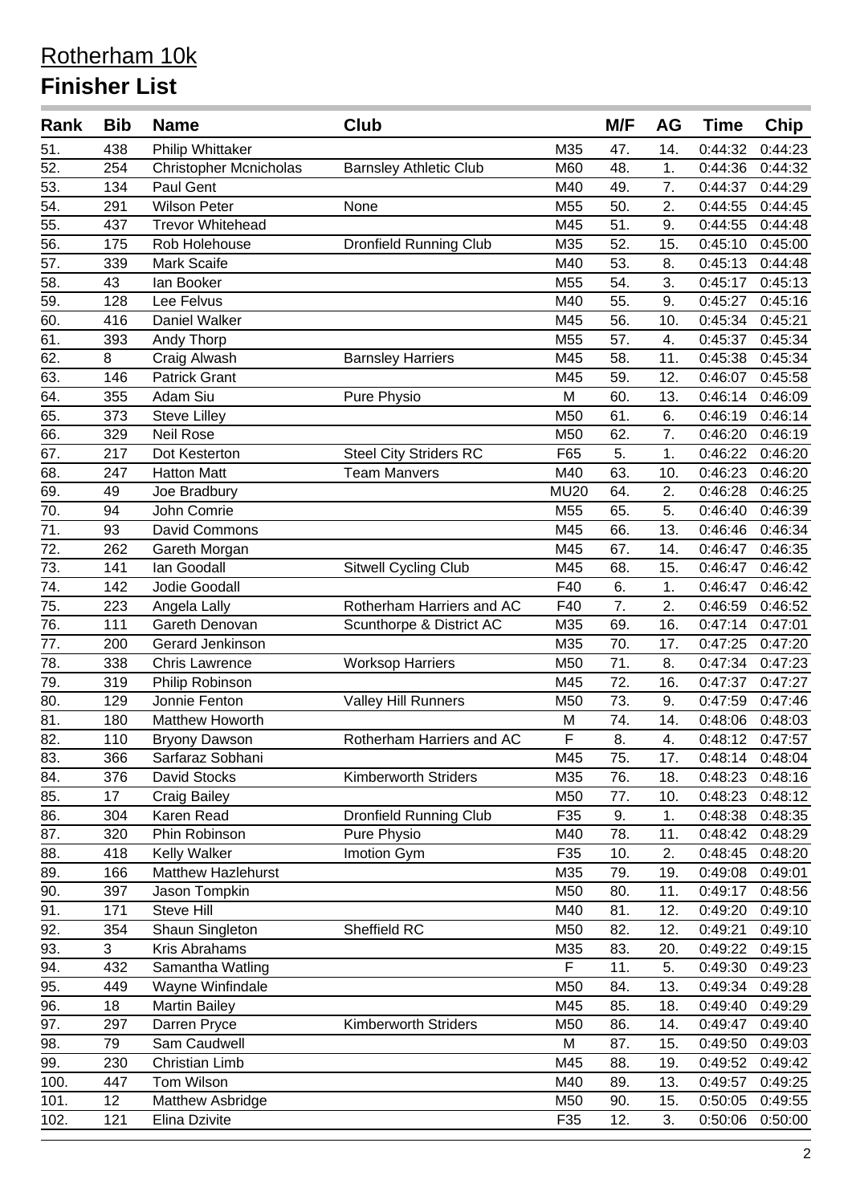# Rotherham 10k

## Finisher List

| Rank | Bib | Name | Club | | M/F | AG | Time | Chip |
|---|---|---|---|---|---|---|---|---|
| 51. | 438 | Philip Whittaker | | M35 | 47. | 14. | 0:44:32 | 0:44:23 |
| 52. | 254 | Christopher Mcnicholas | Barnsley Athletic Club | M60 | 48. | 1. | 0:44:36 | 0:44:32 |
| 53. | 134 | Paul Gent | | M40 | 49. | 7. | 0:44:37 | 0:44:29 |
| 54. | 291 | Wilson Peter | None | M55 | 50. | 2. | 0:44:55 | 0:44:45 |
| 55. | 437 | Trevor Whitehead | | M45 | 51. | 9. | 0:44:55 | 0:44:48 |
| 56. | 175 | Rob Holehouse | Dronfield Running Club | M35 | 52. | 15. | 0:45:10 | 0:45:00 |
| 57. | 339 | Mark Scaife | | M40 | 53. | 8. | 0:45:13 | 0:44:48 |
| 58. | 43 | Ian Booker | | M55 | 54. | 3. | 0:45:17 | 0:45:13 |
| 59. | 128 | Lee Felvus | | M40 | 55. | 9. | 0:45:27 | 0:45:16 |
| 60. | 416 | Daniel Walker | | M45 | 56. | 10. | 0:45:34 | 0:45:21 |
| 61. | 393 | Andy Thorp | | M55 | 57. | 4. | 0:45:37 | 0:45:34 |
| 62. | 8 | Craig Alwash | Barnsley Harriers | M45 | 58. | 11. | 0:45:38 | 0:45:34 |
| 63. | 146 | Patrick Grant | | M45 | 59. | 12. | 0:46:07 | 0:45:58 |
| 64. | 355 | Adam Siu | Pure Physio | M | 60. | 13. | 0:46:14 | 0:46:09 |
| 65. | 373 | Steve Lilley | | M50 | 61. | 6. | 0:46:19 | 0:46:14 |
| 66. | 329 | Neil Rose | | M50 | 62. | 7. | 0:46:20 | 0:46:19 |
| 67. | 217 | Dot Kesterton | Steel City Striders RC | F65 | 5. | 1. | 0:46:22 | 0:46:20 |
| 68. | 247 | Hatton Matt | Team Manvers | M40 | 63. | 10. | 0:46:23 | 0:46:20 |
| 69. | 49 | Joe Bradbury | | MU20 | 64. | 2. | 0:46:28 | 0:46:25 |
| 70. | 94 | John Comrie | | M55 | 65. | 5. | 0:46:40 | 0:46:39 |
| 71. | 93 | David Commons | | M45 | 66. | 13. | 0:46:46 | 0:46:34 |
| 72. | 262 | Gareth Morgan | | M45 | 67. | 14. | 0:46:47 | 0:46:35 |
| 73. | 141 | Ian Goodall | Sitwell Cycling Club | M45 | 68. | 15. | 0:46:47 | 0:46:42 |
| 74. | 142 | Jodie Goodall | | F40 | 6. | 1. | 0:46:47 | 0:46:42 |
| 75. | 223 | Angela Lally | Rotherham Harriers and AC | F40 | 7. | 2. | 0:46:59 | 0:46:52 |
| 76. | 111 | Gareth Denovan | Scunthorpe & District AC | M35 | 69. | 16. | 0:47:14 | 0:47:01 |
| 77. | 200 | Gerard Jenkinson | | M35 | 70. | 17. | 0:47:25 | 0:47:20 |
| 78. | 338 | Chris Lawrence | Worksop Harriers | M50 | 71. | 8. | 0:47:34 | 0:47:23 |
| 79. | 319 | Philip Robinson | | M45 | 72. | 16. | 0:47:37 | 0:47:27 |
| 80. | 129 | Jonnie Fenton | Valley Hill Runners | M50 | 73. | 9. | 0:47:59 | 0:47:46 |
| 81. | 180 | Matthew Howorth | | M | 74. | 14. | 0:48:06 | 0:48:03 |
| 82. | 110 | Bryony Dawson | Rotherham Harriers and AC | F | 8. | 4. | 0:48:12 | 0:47:57 |
| 83. | 366 | Sarfaraz Sobhani | | M45 | 75. | 17. | 0:48:14 | 0:48:04 |
| 84. | 376 | David Stocks | Kimberworth Striders | M35 | 76. | 18. | 0:48:23 | 0:48:16 |
| 85. | 17 | Craig Bailey | | M50 | 77. | 10. | 0:48:23 | 0:48:12 |
| 86. | 304 | Karen Read | Dronfield Running Club | F35 | 9. | 1. | 0:48:38 | 0:48:35 |
| 87. | 320 | Phin Robinson | Pure Physio | M40 | 78. | 11. | 0:48:42 | 0:48:29 |
| 88. | 418 | Kelly Walker | Imotion Gym | F35 | 10. | 2. | 0:48:45 | 0:48:20 |
| 89. | 166 | Matthew Hazlehurst | | M35 | 79. | 19. | 0:49:08 | 0:49:01 |
| 90. | 397 | Jason Tompkin | | M50 | 80. | 11. | 0:49:17 | 0:48:56 |
| 91. | 171 | Steve Hill | | M40 | 81. | 12. | 0:49:20 | 0:49:10 |
| 92. | 354 | Shaun Singleton | Sheffield RC | M50 | 82. | 12. | 0:49:21 | 0:49:10 |
| 93. | 3 | Kris Abrahams | | M35 | 83. | 20. | 0:49:22 | 0:49:15 |
| 94. | 432 | Samantha Watling | | F | 11. | 5. | 0:49:30 | 0:49:23 |
| 95. | 449 | Wayne Winfindale | | M50 | 84. | 13. | 0:49:34 | 0:49:28 |
| 96. | 18 | Martin Bailey | | M45 | 85. | 18. | 0:49:40 | 0:49:29 |
| 97. | 297 | Darren Pryce | Kimberworth Striders | M50 | 86. | 14. | 0:49:47 | 0:49:40 |
| 98. | 79 | Sam Caudwell | | M | 87. | 15. | 0:49:50 | 0:49:03 |
| 99. | 230 | Christian Limb | | M45 | 88. | 19. | 0:49:52 | 0:49:42 |
| 100. | 447 | Tom Wilson | | M40 | 89. | 13. | 0:49:57 | 0:49:25 |
| 101. | 12 | Matthew Asbridge | | M50 | 90. | 15. | 0:50:05 | 0:49:55 |
| 102. | 121 | Elina Dzivite | | F35 | 12. | 3. | 0:50:06 | 0:50:00 |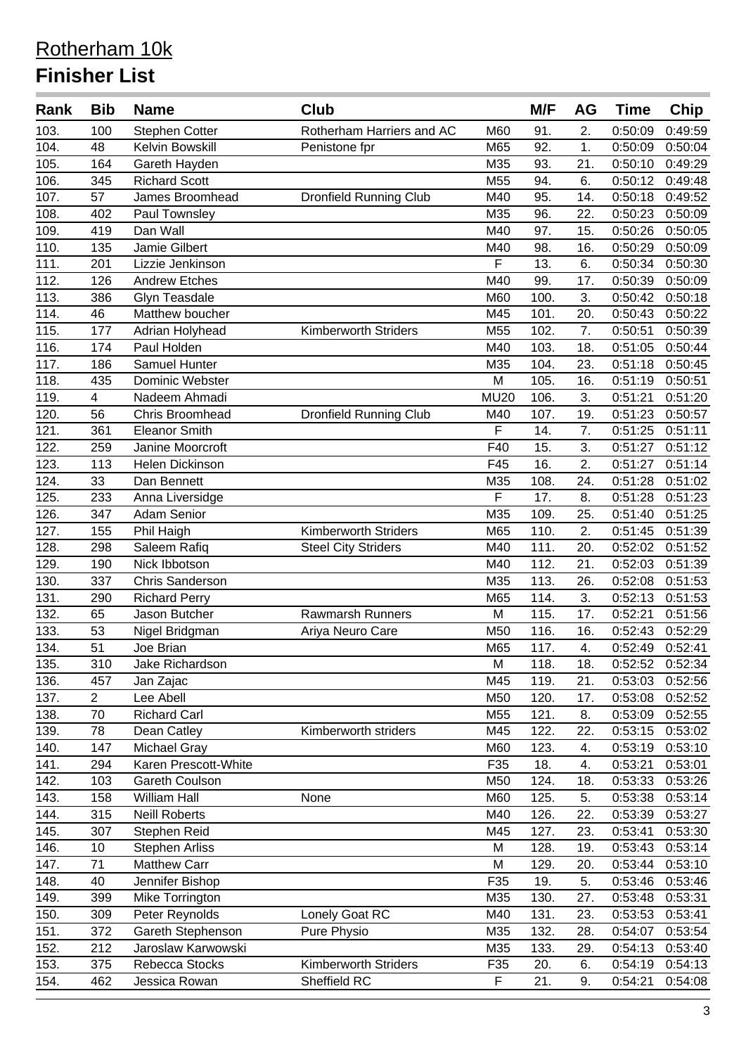# Rotherham 10k

## Finisher List

| Rank | Bib | Name | Club | | M/F | AG | Time | Chip |
|---|---|---|---|---|---|---|---|---|
| 103. | 100 | Stephen Cotter | Rotherham Harriers and AC | M60 | 91. | 2. | 0:50:09 | 0:49:59 |
| 104. | 48 | Kelvin Bowskill | Penistone fpr | M65 | 92. | 1. | 0:50:09 | 0:50:04 |
| 105. | 164 | Gareth Hayden | | M35 | 93. | 21. | 0:50:10 | 0:49:29 |
| 106. | 345 | Richard Scott | | M55 | 94. | 6. | 0:50:12 | 0:49:48 |
| 107. | 57 | James Broomhead | Dronfield Running Club | M40 | 95. | 14. | 0:50:18 | 0:49:52 |
| 108. | 402 | Paul Townsley | | M35 | 96. | 22. | 0:50:23 | 0:50:09 |
| 109. | 419 | Dan Wall | | M40 | 97. | 15. | 0:50:26 | 0:50:05 |
| 110. | 135 | Jamie Gilbert | | M40 | 98. | 16. | 0:50:29 | 0:50:09 |
| 111. | 201 | Lizzie Jenkinson | | F | 13. | 6. | 0:50:34 | 0:50:30 |
| 112. | 126 | Andrew Etches | | M40 | 99. | 17. | 0:50:39 | 0:50:09 |
| 113. | 386 | Glyn Teasdale | | M60 | 100. | 3. | 0:50:42 | 0:50:18 |
| 114. | 46 | Matthew boucher | | M45 | 101. | 20. | 0:50:43 | 0:50:22 |
| 115. | 177 | Adrian Holyhead | Kimberworth Striders | M55 | 102. | 7. | 0:50:51 | 0:50:39 |
| 116. | 174 | Paul Holden | | M40 | 103. | 18. | 0:51:05 | 0:50:44 |
| 117. | 186 | Samuel Hunter | | M35 | 104. | 23. | 0:51:18 | 0:50:45 |
| 118. | 435 | Dominic Webster | | M | 105. | 16. | 0:51:19 | 0:50:51 |
| 119. | 4 | Nadeem Ahmadi | | MU20 | 106. | 3. | 0:51:21 | 0:51:20 |
| 120. | 56 | Chris Broomhead | Dronfield Running Club | M40 | 107. | 19. | 0:51:23 | 0:50:57 |
| 121. | 361 | Eleanor Smith | | F | 14. | 7. | 0:51:25 | 0:51:11 |
| 122. | 259 | Janine Moorcroft | | F40 | 15. | 3. | 0:51:27 | 0:51:12 |
| 123. | 113 | Helen Dickinson | | F45 | 16. | 2. | 0:51:27 | 0:51:14 |
| 124. | 33 | Dan Bennett | | M35 | 108. | 24. | 0:51:28 | 0:51:02 |
| 125. | 233 | Anna Liversidge | | F | 17. | 8. | 0:51:28 | 0:51:23 |
| 126. | 347 | Adam Senior | | M35 | 109. | 25. | 0:51:40 | 0:51:25 |
| 127. | 155 | Phil Haigh | Kimberworth Striders | M65 | 110. | 2. | 0:51:45 | 0:51:39 |
| 128. | 298 | Saleem Rafiq | Steel City Striders | M40 | 111. | 20. | 0:52:02 | 0:51:52 |
| 129. | 190 | Nick Ibbotson | | M40 | 112. | 21. | 0:52:03 | 0:51:39 |
| 130. | 337 | Chris Sanderson | | M35 | 113. | 26. | 0:52:08 | 0:51:53 |
| 131. | 290 | Richard Perry | | M65 | 114. | 3. | 0:52:13 | 0:51:53 |
| 132. | 65 | Jason Butcher | Rawmarsh Runners | M | 115. | 17. | 0:52:21 | 0:51:56 |
| 133. | 53 | Nigel Bridgman | Ariya Neuro Care | M50 | 116. | 16. | 0:52:43 | 0:52:29 |
| 134. | 51 | Joe Brian | | M65 | 117. | 4. | 0:52:49 | 0:52:41 |
| 135. | 310 | Jake Richardson | | M | 118. | 18. | 0:52:52 | 0:52:34 |
| 136. | 457 | Jan Zajac | | M45 | 119. | 21. | 0:53:03 | 0:52:56 |
| 137. | 2 | Lee Abell | | M50 | 120. | 17. | 0:53:08 | 0:52:52 |
| 138. | 70 | Richard Carl | | M55 | 121. | 8. | 0:53:09 | 0:52:55 |
| 139. | 78 | Dean Catley | Kimberworth striders | M45 | 122. | 22. | 0:53:15 | 0:53:02 |
| 140. | 147 | Michael Gray | | M60 | 123. | 4. | 0:53:19 | 0:53:10 |
| 141. | 294 | Karen Prescott-White | | F35 | 18. | 4. | 0:53:21 | 0:53:01 |
| 142. | 103 | Gareth Coulson | | M50 | 124. | 18. | 0:53:33 | 0:53:26 |
| 143. | 158 | William Hall | None | M60 | 125. | 5. | 0:53:38 | 0:53:14 |
| 144. | 315 | Neill Roberts | | M40 | 126. | 22. | 0:53:39 | 0:53:27 |
| 145. | 307 | Stephen Reid | | M45 | 127. | 23. | 0:53:41 | 0:53:30 |
| 146. | 10 | Stephen Arliss | | M | 128. | 19. | 0:53:43 | 0:53:14 |
| 147. | 71 | Matthew Carr | | M | 129. | 20. | 0:53:44 | 0:53:10 |
| 148. | 40 | Jennifer Bishop | | F35 | 19. | 5. | 0:53:46 | 0:53:46 |
| 149. | 399 | Mike Torrington | | M35 | 130. | 27. | 0:53:48 | 0:53:31 |
| 150. | 309 | Peter Reynolds | Lonely Goat RC | M40 | 131. | 23. | 0:53:53 | 0:53:41 |
| 151. | 372 | Gareth Stephenson | Pure Physio | M35 | 132. | 28. | 0:54:07 | 0:53:54 |
| 152. | 212 | Jaroslaw Karwowski | | M35 | 133. | 29. | 0:54:13 | 0:53:40 |
| 153. | 375 | Rebecca Stocks | Kimberworth Striders | F35 | 20. | 6. | 0:54:19 | 0:54:13 |
| 154. | 462 | Jessica Rowan | Sheffield RC | F | 21. | 9. | 0:54:21 | 0:54:08 |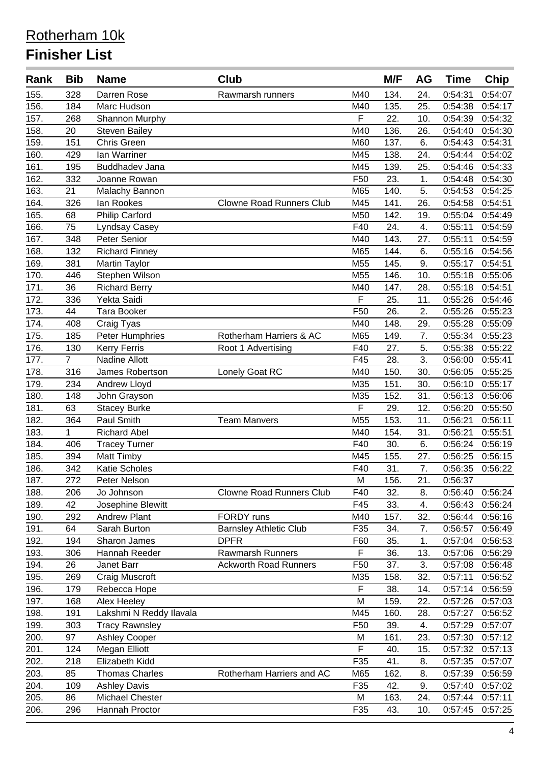# Rotherham 10k

## Finisher List

| Rank | Bib | Name | Club | | M/F | AG | Time | Chip |
|---|---|---|---|---|---|---|---|---|
| 155. | 328 | Darren Rose | Rawmarsh runners | M40 | 134. | 24. | 0:54:31 | 0:54:07 |
| 156. | 184 | Marc Hudson | | M40 | 135. | 25. | 0:54:38 | 0:54:17 |
| 157. | 268 | Shannon Murphy | | F | 22. | 10. | 0:54:39 | 0:54:32 |
| 158. | 20 | Steven Bailey | | M40 | 136. | 26. | 0:54:40 | 0:54:30 |
| 159. | 151 | Chris Green | | M60 | 137. | 6. | 0:54:43 | 0:54:31 |
| 160. | 429 | Ian Warriner | | M45 | 138. | 24. | 0:54:44 | 0:54:02 |
| 161. | 195 | Buddhadev Jana | | M45 | 139. | 25. | 0:54:46 | 0:54:33 |
| 162. | 332 | Joanne Rowan | | F50 | 23. | 1. | 0:54:48 | 0:54:30 |
| 163. | 21 | Malachy Bannon | | M65 | 140. | 5. | 0:54:53 | 0:54:25 |
| 164. | 326 | Ian Rookes | Clowne Road Runners Club | M45 | 141. | 26. | 0:54:58 | 0:54:51 |
| 165. | 68 | Philip Carford | | M50 | 142. | 19. | 0:55:04 | 0:54:49 |
| 166. | 75 | Lyndsay Casey | | F40 | 24. | 4. | 0:55:11 | 0:54:59 |
| 167. | 348 | Peter Senior | | M40 | 143. | 27. | 0:55:11 | 0:54:59 |
| 168. | 132 | Richard Finney | | M65 | 144. | 6. | 0:55:16 | 0:54:56 |
| 169. | 381 | Martin Taylor | | M55 | 145. | 9. | 0:55:17 | 0:54:51 |
| 170. | 446 | Stephen Wilson | | M55 | 146. | 10. | 0:55:18 | 0:55:06 |
| 171. | 36 | Richard Berry | | M40 | 147. | 28. | 0:55:18 | 0:54:51 |
| 172. | 336 | Yekta Saidi | | F | 25. | 11. | 0:55:26 | 0:54:46 |
| 173. | 44 | Tara Booker | | F50 | 26. | 2. | 0:55:26 | 0:55:23 |
| 174. | 408 | Craig Tyas | | M40 | 148. | 29. | 0:55:28 | 0:55:09 |
| 175. | 185 | Peter Humphries | Rotherham Harriers & AC | M65 | 149. | 7. | 0:55:34 | 0:55:23 |
| 176. | 130 | Kerry Ferris | Root 1 Advertising | F40 | 27. | 5. | 0:55:38 | 0:55:22 |
| 177. | 7 | Nadine Allott | | F45 | 28. | 3. | 0:56:00 | 0:55:41 |
| 178. | 316 | James Robertson | Lonely Goat RC | M40 | 150. | 30. | 0:56:05 | 0:55:25 |
| 179. | 234 | Andrew Lloyd | | M35 | 151. | 30. | 0:56:10 | 0:55:17 |
| 180. | 148 | John Grayson | | M35 | 152. | 31. | 0:56:13 | 0:56:06 |
| 181. | 63 | Stacey Burke | | F | 29. | 12. | 0:56:20 | 0:55:50 |
| 182. | 364 | Paul Smith | Team Manvers | M55 | 153. | 11. | 0:56:21 | 0:56:11 |
| 183. | 1 | Richard Abel | | M40 | 154. | 31. | 0:56:21 | 0:55:51 |
| 184. | 406 | Tracey Turner | | F40 | 30. | 6. | 0:56:24 | 0:56:19 |
| 185. | 394 | Matt Timby | | M45 | 155. | 27. | 0:56:25 | 0:56:15 |
| 186. | 342 | Katie Scholes | | F40 | 31. | 7. | 0:56:35 | 0:56:22 |
| 187. | 272 | Peter Nelson | | M | 156. | 21. | 0:56:37 | |
| 188. | 206 | Jo Johnson | Clowne Road Runners Club | F40 | 32. | 8. | 0:56:40 | 0:56:24 |
| 189. | 42 | Josephine Blewitt | | F45 | 33. | 4. | 0:56:43 | 0:56:24 |
| 190. | 292 | Andrew Plant | FORDY runs | M40 | 157. | 32. | 0:56:44 | 0:56:16 |
| 191. | 64 | Sarah Burton | Barnsley Athletic Club | F35 | 34. | 7. | 0:56:57 | 0:56:49 |
| 192. | 194 | Sharon James | DPFR | F60 | 35. | 1. | 0:57:04 | 0:56:53 |
| 193. | 306 | Hannah Reeder | Rawmarsh Runners | F | 36. | 13. | 0:57:06 | 0:56:29 |
| 194. | 26 | Janet Barr | Ackworth Road Runners | F50 | 37. | 3. | 0:57:08 | 0:56:48 |
| 195. | 269 | Craig Muscroft | | M35 | 158. | 32. | 0:57:11 | 0:56:52 |
| 196. | 179 | Rebecca Hope | | F | 38. | 14. | 0:57:14 | 0:56:59 |
| 197. | 168 | Alex Heeley | | M | 159. | 22. | 0:57:26 | 0:57:03 |
| 198. | 191 | Lakshmi N Reddy Ilavala | | M45 | 160. | 28. | 0:57:27 | 0:56:52 |
| 199. | 303 | Tracy Rawnsley | | F50 | 39. | 4. | 0:57:29 | 0:57:07 |
| 200. | 97 | Ashley Cooper | | M | 161. | 23. | 0:57:30 | 0:57:12 |
| 201. | 124 | Megan Elliott | | F | 40. | 15. | 0:57:32 | 0:57:13 |
| 202. | 218 | Elizabeth Kidd | | F35 | 41. | 8. | 0:57:35 | 0:57:07 |
| 203. | 85 | Thomas Charles | Rotherham Harriers and AC | M65 | 162. | 8. | 0:57:39 | 0:56:59 |
| 204. | 109 | Ashley Davis | | F35 | 42. | 9. | 0:57:40 | 0:57:02 |
| 205. | 86 | Michael Chester | | M | 163. | 24. | 0:57:44 | 0:57:11 |
| 206. | 296 | Hannah Proctor | | F35 | 43. | 10. | 0:57:45 | 0:57:25 |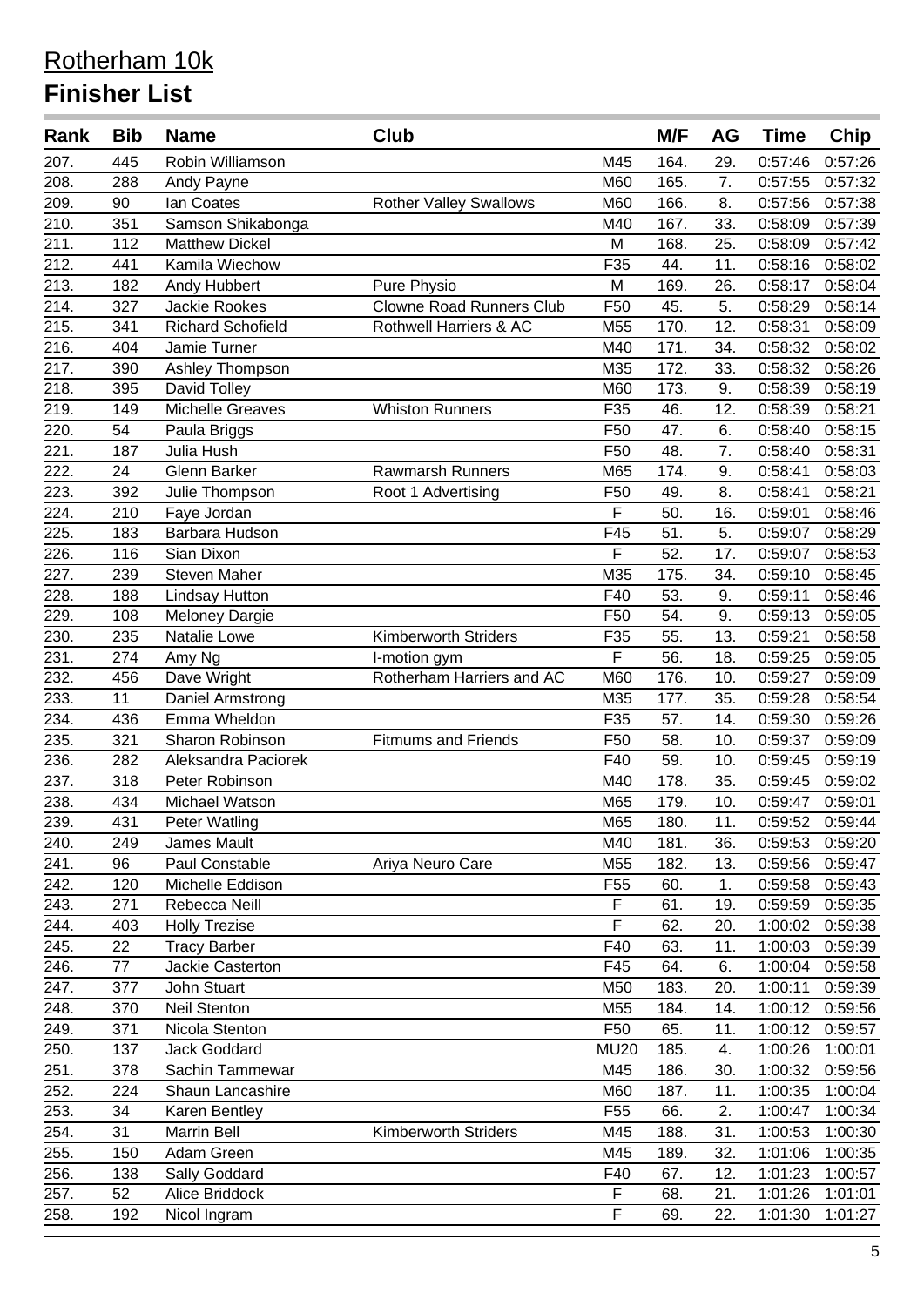# Rotherham 10k

## Finisher List

| Rank | Bib | Name | Club | | M/F | AG | Time | Chip |
|---|---|---|---|---|---|---|---|---|
| 207. | 445 | Robin Williamson | | M45 | 164. | 29. | 0:57:46 | 0:57:26 |
| 208. | 288 | Andy Payne | | M60 | 165. | 7. | 0:57:55 | 0:57:32 |
| 209. | 90 | Ian Coates | Rother Valley Swallows | M60 | 166. | 8. | 0:57:56 | 0:57:38 |
| 210. | 351 | Samson Shikabonga | | M40 | 167. | 33. | 0:58:09 | 0:57:39 |
| 211. | 112 | Matthew Dickel | | M | 168. | 25. | 0:58:09 | 0:57:42 |
| 212. | 441 | Kamila Wiechow | | F35 | 44. | 11. | 0:58:16 | 0:58:02 |
| 213. | 182 | Andy Hubbert | Pure Physio | M | 169. | 26. | 0:58:17 | 0:58:04 |
| 214. | 327 | Jackie Rookes | Clowne Road Runners Club | F50 | 45. | 5. | 0:58:29 | 0:58:14 |
| 215. | 341 | Richard Schofield | Rothwell Harriers & AC | M55 | 170. | 12. | 0:58:31 | 0:58:09 |
| 216. | 404 | Jamie Turner | | M40 | 171. | 34. | 0:58:32 | 0:58:02 |
| 217. | 390 | Ashley Thompson | | M35 | 172. | 33. | 0:58:32 | 0:58:26 |
| 218. | 395 | David Tolley | | M60 | 173. | 9. | 0:58:39 | 0:58:19 |
| 219. | 149 | Michelle Greaves | Whiston Runners | F35 | 46. | 12. | 0:58:39 | 0:58:21 |
| 220. | 54 | Paula Briggs | | F50 | 47. | 6. | 0:58:40 | 0:58:15 |
| 221. | 187 | Julia Hush | | F50 | 48. | 7. | 0:58:40 | 0:58:31 |
| 222. | 24 | Glenn Barker | Rawmarsh Runners | M65 | 174. | 9. | 0:58:41 | 0:58:03 |
| 223. | 392 | Julie Thompson | Root 1 Advertising | F50 | 49. | 8. | 0:58:41 | 0:58:21 |
| 224. | 210 | Faye Jordan | | F | 50. | 16. | 0:59:01 | 0:58:46 |
| 225. | 183 | Barbara Hudson | | F45 | 51. | 5. | 0:59:07 | 0:58:29 |
| 226. | 116 | Sian Dixon | | F | 52. | 17. | 0:59:07 | 0:58:53 |
| 227. | 239 | Steven Maher | | M35 | 175. | 34. | 0:59:10 | 0:58:45 |
| 228. | 188 | Lindsay Hutton | | F40 | 53. | 9. | 0:59:11 | 0:58:46 |
| 229. | 108 | Meloney Dargie | | F50 | 54. | 9. | 0:59:13 | 0:59:05 |
| 230. | 235 | Natalie Lowe | Kimberworth Striders | F35 | 55. | 13. | 0:59:21 | 0:58:58 |
| 231. | 274 | Amy Ng | I-motion gym | F | 56. | 18. | 0:59:25 | 0:59:05 |
| 232. | 456 | Dave Wright | Rotherham Harriers and AC | M60 | 176. | 10. | 0:59:27 | 0:59:09 |
| 233. | 11 | Daniel Armstrong | | M35 | 177. | 35. | 0:59:28 | 0:58:54 |
| 234. | 436 | Emma Wheldon | | F35 | 57. | 14. | 0:59:30 | 0:59:26 |
| 235. | 321 | Sharon Robinson | Fitmums and Friends | F50 | 58. | 10. | 0:59:37 | 0:59:09 |
| 236. | 282 | Aleksandra Paciorek | | F40 | 59. | 10. | 0:59:45 | 0:59:19 |
| 237. | 318 | Peter Robinson | | M40 | 178. | 35. | 0:59:45 | 0:59:02 |
| 238. | 434 | Michael Watson | | M65 | 179. | 10. | 0:59:47 | 0:59:01 |
| 239. | 431 | Peter Watling | | M65 | 180. | 11. | 0:59:52 | 0:59:44 |
| 240. | 249 | James Mault | | M40 | 181. | 36. | 0:59:53 | 0:59:20 |
| 241. | 96 | Paul Constable | Ariya Neuro Care | M55 | 182. | 13. | 0:59:56 | 0:59:47 |
| 242. | 120 | Michelle Eddison | | F55 | 60. | 1. | 0:59:58 | 0:59:43 |
| 243. | 271 | Rebecca Neill | | F | 61. | 19. | 0:59:59 | 0:59:35 |
| 244. | 403 | Holly Trezise | | F | 62. | 20. | 1:00:02 | 0:59:38 |
| 245. | 22 | Tracy Barber | | F40 | 63. | 11. | 1:00:03 | 0:59:39 |
| 246. | 77 | Jackie Casterton | | F45 | 64. | 6. | 1:00:04 | 0:59:58 |
| 247. | 377 | John Stuart | | M50 | 183. | 20. | 1:00:11 | 0:59:39 |
| 248. | 370 | Neil Stenton | | M55 | 184. | 14. | 1:00:12 | 0:59:56 |
| 249. | 371 | Nicola Stenton | | F50 | 65. | 11. | 1:00:12 | 0:59:57 |
| 250. | 137 | Jack Goddard | | MU20 | 185. | 4. | 1:00:26 | 1:00:01 |
| 251. | 378 | Sachin Tammewar | | M45 | 186. | 30. | 1:00:32 | 0:59:56 |
| 252. | 224 | Shaun Lancashire | | M60 | 187. | 11. | 1:00:35 | 1:00:04 |
| 253. | 34 | Karen Bentley | | F55 | 66. | 2. | 1:00:47 | 1:00:34 |
| 254. | 31 | Marrin Bell | Kimberworth Striders | M45 | 188. | 31. | 1:00:53 | 1:00:30 |
| 255. | 150 | Adam Green | | M45 | 189. | 32. | 1:01:06 | 1:00:35 |
| 256. | 138 | Sally Goddard | | F40 | 67. | 12. | 1:01:23 | 1:00:57 |
| 257. | 52 | Alice Briddock | | F | 68. | 21. | 1:01:26 | 1:01:01 |
| 258. | 192 | Nicol Ingram | | F | 69. | 22. | 1:01:30 | 1:01:27 |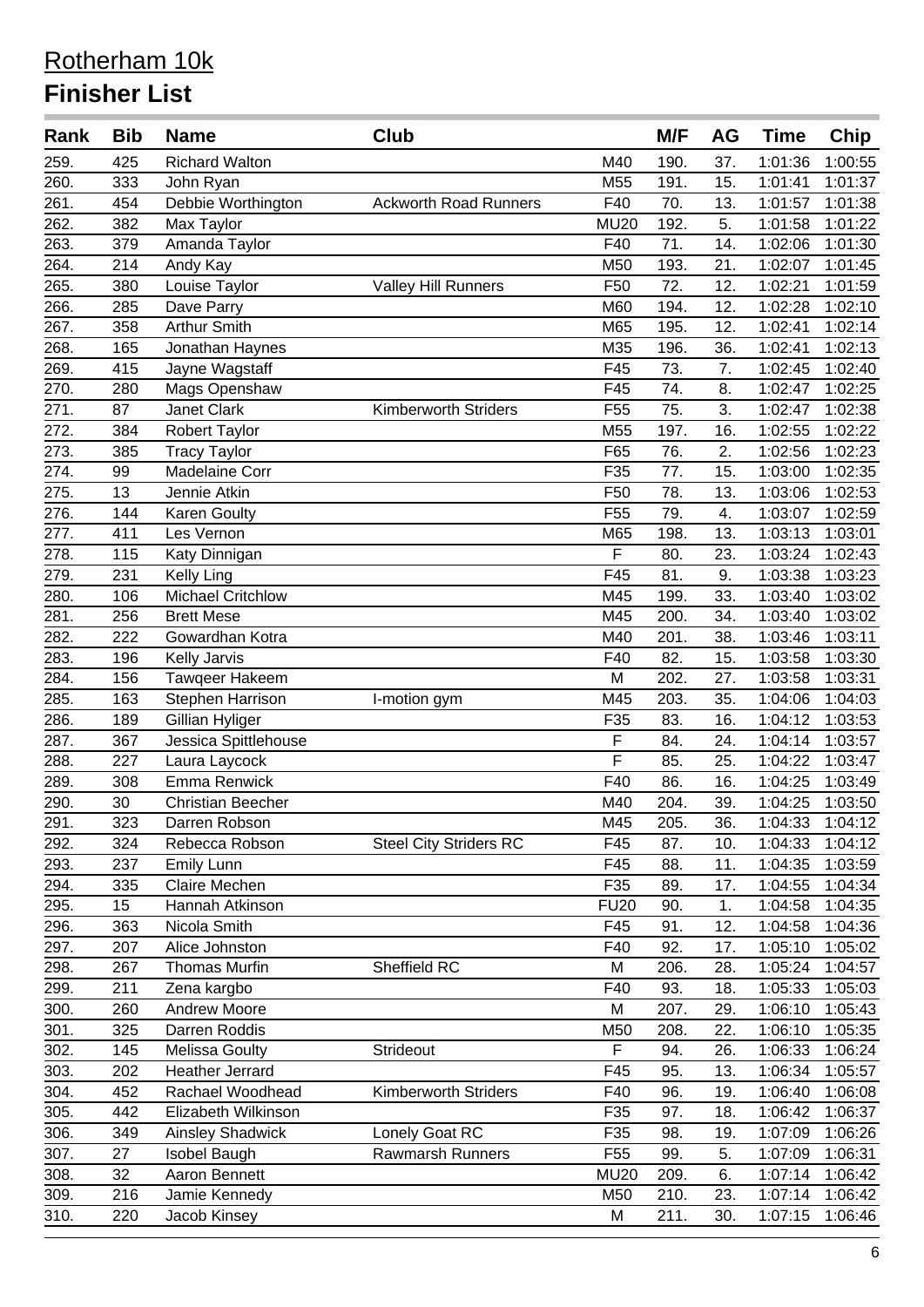# Rotherham 10k

## Finisher List

| Rank | Bib | Name | Club | | M/F | AG | Time | Chip |
|---|---|---|---|---|---|---|---|---|
| 259. | 425 | Richard Walton | | M40 | 190. | 37. | 1:01:36 | 1:00:55 |
| 260. | 333 | John Ryan | | M55 | 191. | 15. | 1:01:41 | 1:01:37 |
| 261. | 454 | Debbie Worthington | Ackworth Road Runners | F40 | 70. | 13. | 1:01:57 | 1:01:38 |
| 262. | 382 | Max Taylor | | MU20 | 192. | 5. | 1:01:58 | 1:01:22 |
| 263. | 379 | Amanda Taylor | | F40 | 71. | 14. | 1:02:06 | 1:01:30 |
| 264. | 214 | Andy Kay | | M50 | 193. | 21. | 1:02:07 | 1:01:45 |
| 265. | 380 | Louise Taylor | Valley Hill Runners | F50 | 72. | 12. | 1:02:21 | 1:01:59 |
| 266. | 285 | Dave Parry | | M60 | 194. | 12. | 1:02:28 | 1:02:10 |
| 267. | 358 | Arthur Smith | | M65 | 195. | 12. | 1:02:41 | 1:02:14 |
| 268. | 165 | Jonathan Haynes | | M35 | 196. | 36. | 1:02:41 | 1:02:13 |
| 269. | 415 | Jayne Wagstaff | | F45 | 73. | 7. | 1:02:45 | 1:02:40 |
| 270. | 280 | Mags Openshaw | | F45 | 74. | 8. | 1:02:47 | 1:02:25 |
| 271. | 87 | Janet Clark | Kimberworth Striders | F55 | 75. | 3. | 1:02:47 | 1:02:38 |
| 272. | 384 | Robert Taylor | | M55 | 197. | 16. | 1:02:55 | 1:02:22 |
| 273. | 385 | Tracy Taylor | | F65 | 76. | 2. | 1:02:56 | 1:02:23 |
| 274. | 99 | Madelaine Corr | | F35 | 77. | 15. | 1:03:00 | 1:02:35 |
| 275. | 13 | Jennie Atkin | | F50 | 78. | 13. | 1:03:06 | 1:02:53 |
| 276. | 144 | Karen Goulty | | F55 | 79. | 4. | 1:03:07 | 1:02:59 |
| 277. | 411 | Les Vernon | | M65 | 198. | 13. | 1:03:13 | 1:03:01 |
| 278. | 115 | Katy Dinnigan | | F | 80. | 23. | 1:03:24 | 1:02:43 |
| 279. | 231 | Kelly Ling | | F45 | 81. | 9. | 1:03:38 | 1:03:23 |
| 280. | 106 | Michael Critchlow | | M45 | 199. | 33. | 1:03:40 | 1:03:02 |
| 281. | 256 | Brett Mese | | M45 | 200. | 34. | 1:03:40 | 1:03:02 |
| 282. | 222 | Gowardhan Kotra | | M40 | 201. | 38. | 1:03:46 | 1:03:11 |
| 283. | 196 | Kelly Jarvis | | F40 | 82. | 15. | 1:03:58 | 1:03:30 |
| 284. | 156 | Tawqeer Hakeem | | M | 202. | 27. | 1:03:58 | 1:03:31 |
| 285. | 163 | Stephen Harrison | I-motion gym | M45 | 203. | 35. | 1:04:06 | 1:04:03 |
| 286. | 189 | Gillian Hyliger | | F35 | 83. | 16. | 1:04:12 | 1:03:53 |
| 287. | 367 | Jessica Spittlehouse | | F | 84. | 24. | 1:04:14 | 1:03:57 |
| 288. | 227 | Laura Laycock | | F | 85. | 25. | 1:04:22 | 1:03:47 |
| 289. | 308 | Emma Renwick | | F40 | 86. | 16. | 1:04:25 | 1:03:49 |
| 290. | 30 | Christian Beecher | | M40 | 204. | 39. | 1:04:25 | 1:03:50 |
| 291. | 323 | Darren Robson | | M45 | 205. | 36. | 1:04:33 | 1:04:12 |
| 292. | 324 | Rebecca Robson | Steel City Striders RC | F45 | 87. | 10. | 1:04:33 | 1:04:12 |
| 293. | 237 | Emily Lunn | | F45 | 88. | 11. | 1:04:35 | 1:03:59 |
| 294. | 335 | Claire Mechen | | F35 | 89. | 17. | 1:04:55 | 1:04:34 |
| 295. | 15 | Hannah Atkinson | | FU20 | 90. | 1. | 1:04:58 | 1:04:35 |
| 296. | 363 | Nicola Smith | | F45 | 91. | 12. | 1:04:58 | 1:04:36 |
| 297. | 207 | Alice Johnston | | F40 | 92. | 17. | 1:05:10 | 1:05:02 |
| 298. | 267 | Thomas Murfin | Sheffield RC | M | 206. | 28. | 1:05:24 | 1:04:57 |
| 299. | 211 | Zena kargbo | | F40 | 93. | 18. | 1:05:33 | 1:05:03 |
| 300. | 260 | Andrew Moore | | M | 207. | 29. | 1:06:10 | 1:05:43 |
| 301. | 325 | Darren Roddis | | M50 | 208. | 22. | 1:06:10 | 1:05:35 |
| 302. | 145 | Melissa Goulty | Strideout | F | 94. | 26. | 1:06:33 | 1:06:24 |
| 303. | 202 | Heather Jerrard | | F45 | 95. | 13. | 1:06:34 | 1:05:57 |
| 304. | 452 | Rachael Woodhead | Kimberworth Striders | F40 | 96. | 19. | 1:06:40 | 1:06:08 |
| 305. | 442 | Elizabeth Wilkinson | | F35 | 97. | 18. | 1:06:42 | 1:06:37 |
| 306. | 349 | Ainsley Shadwick | Lonely Goat RC | F35 | 98. | 19. | 1:07:09 | 1:06:26 |
| 307. | 27 | Isobel Baugh | Rawmarsh Runners | F55 | 99. | 5. | 1:07:09 | 1:06:31 |
| 308. | 32 | Aaron Bennett | | MU20 | 209. | 6. | 1:07:14 | 1:06:42 |
| 309. | 216 | Jamie Kennedy | | M50 | 210. | 23. | 1:07:14 | 1:06:42 |
| 310. | 220 | Jacob Kinsey | | M | 211. | 30. | 1:07:15 | 1:06:46 |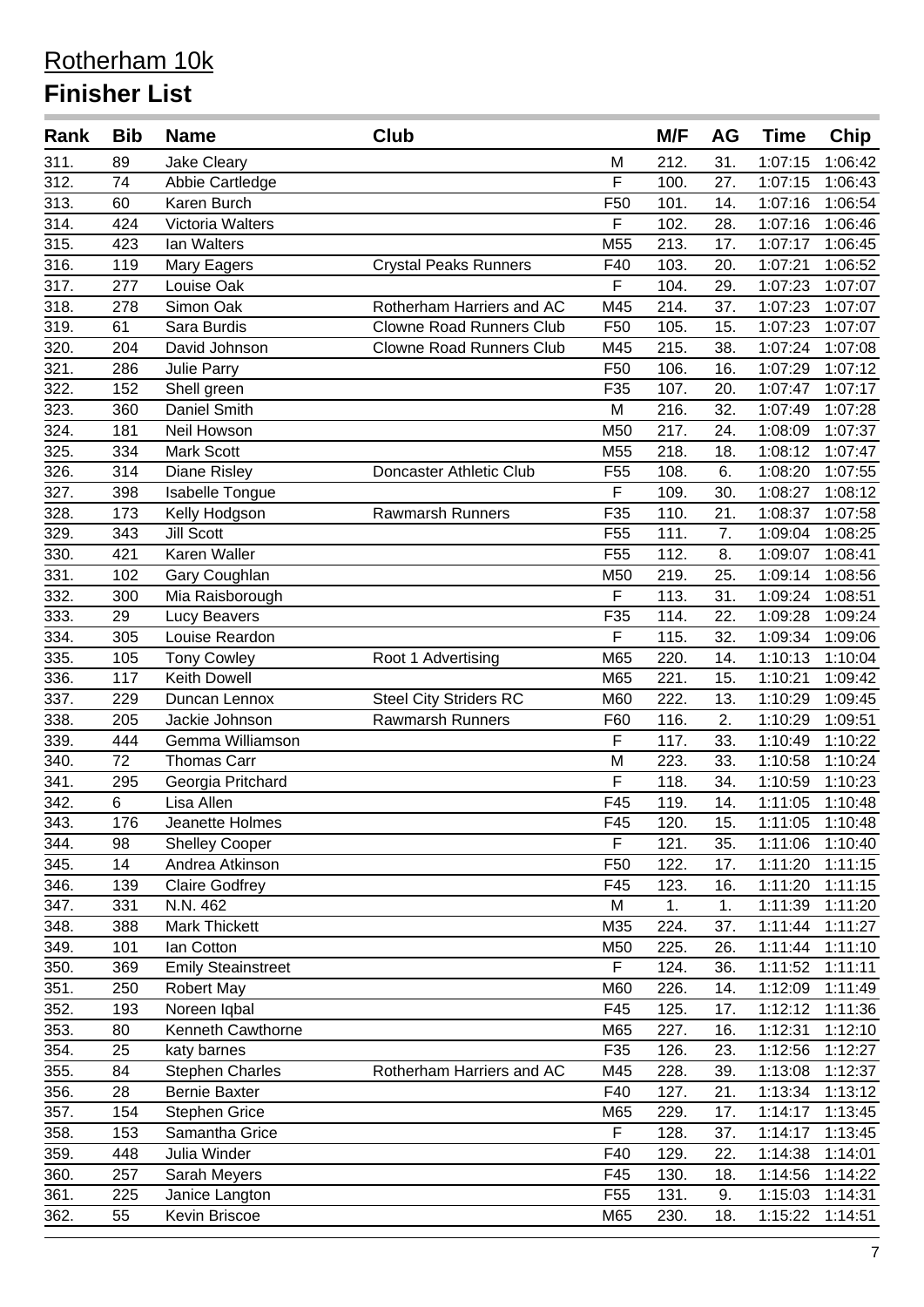# Rotherham 10k

## Finisher List

| Rank | Bib | Name | Club | | M/F | AG | Time | Chip |
|---|---|---|---|---|---|---|---|---|
| 311. | 89 | Jake Cleary | | M | 212. | 31. | 1:07:15 | 1:06:42 |
| 312. | 74 | Abbie Cartledge | | F | 100. | 27. | 1:07:15 | 1:06:43 |
| 313. | 60 | Karen Burch | | F50 | 101. | 14. | 1:07:16 | 1:06:54 |
| 314. | 424 | Victoria Walters | | F | 102. | 28. | 1:07:16 | 1:06:46 |
| 315. | 423 | Ian Walters | | M55 | 213. | 17. | 1:07:17 | 1:06:45 |
| 316. | 119 | Mary Eagers | Crystal Peaks Runners | F40 | 103. | 20. | 1:07:21 | 1:06:52 |
| 317. | 277 | Louise Oak | | F | 104. | 29. | 1:07:23 | 1:07:07 |
| 318. | 278 | Simon Oak | Rotherham Harriers and AC | M45 | 214. | 37. | 1:07:23 | 1:07:07 |
| 319. | 61 | Sara Burdis | Clowne Road Runners Club | F50 | 105. | 15. | 1:07:23 | 1:07:07 |
| 320. | 204 | David Johnson | Clowne Road Runners Club | M45 | 215. | 38. | 1:07:24 | 1:07:08 |
| 321. | 286 | Julie Parry | | F50 | 106. | 16. | 1:07:29 | 1:07:12 |
| 322. | 152 | Shell green | | F35 | 107. | 20. | 1:07:47 | 1:07:17 |
| 323. | 360 | Daniel Smith | | M | 216. | 32. | 1:07:49 | 1:07:28 |
| 324. | 181 | Neil Howson | | M50 | 217. | 24. | 1:08:09 | 1:07:37 |
| 325. | 334 | Mark Scott | | M55 | 218. | 18. | 1:08:12 | 1:07:47 |
| 326. | 314 | Diane Risley | Doncaster Athletic Club | F55 | 108. | 6. | 1:08:20 | 1:07:55 |
| 327. | 398 | Isabelle Tongue | | F | 109. | 30. | 1:08:27 | 1:08:12 |
| 328. | 173 | Kelly Hodgson | Rawmarsh Runners | F35 | 110. | 21. | 1:08:37 | 1:07:58 |
| 329. | 343 | Jill Scott | | F55 | 111. | 7. | 1:09:04 | 1:08:25 |
| 330. | 421 | Karen Waller | | F55 | 112. | 8. | 1:09:07 | 1:08:41 |
| 331. | 102 | Gary Coughlan | | M50 | 219. | 25. | 1:09:14 | 1:08:56 |
| 332. | 300 | Mia Raisborough | | F | 113. | 31. | 1:09:24 | 1:08:51 |
| 333. | 29 | Lucy Beavers | | F35 | 114. | 22. | 1:09:28 | 1:09:24 |
| 334. | 305 | Louise Reardon | | F | 115. | 32. | 1:09:34 | 1:09:06 |
| 335. | 105 | Tony Cowley | Root 1 Advertising | M65 | 220. | 14. | 1:10:13 | 1:10:04 |
| 336. | 117 | Keith Dowell | | M65 | 221. | 15. | 1:10:21 | 1:09:42 |
| 337. | 229 | Duncan Lennox | Steel City Striders RC | M60 | 222. | 13. | 1:10:29 | 1:09:45 |
| 338. | 205 | Jackie Johnson | Rawmarsh Runners | F60 | 116. | 2. | 1:10:29 | 1:09:51 |
| 339. | 444 | Gemma Williamson | | F | 117. | 33. | 1:10:49 | 1:10:22 |
| 340. | 72 | Thomas Carr | | M | 223. | 33. | 1:10:58 | 1:10:24 |
| 341. | 295 | Georgia Pritchard | | F | 118. | 34. | 1:10:59 | 1:10:23 |
| 342. | 6 | Lisa Allen | | F45 | 119. | 14. | 1:11:05 | 1:10:48 |
| 343. | 176 | Jeanette Holmes | | F45 | 120. | 15. | 1:11:05 | 1:10:48 |
| 344. | 98 | Shelley Cooper | | F | 121. | 35. | 1:11:06 | 1:10:40 |
| 345. | 14 | Andrea Atkinson | | F50 | 122. | 17. | 1:11:20 | 1:11:15 |
| 346. | 139 | Claire Godfrey | | F45 | 123. | 16. | 1:11:20 | 1:11:15 |
| 347. | 331 | N.N. 462 | | M | 1. | 1. | 1:11:39 | 1:11:20 |
| 348. | 388 | Mark Thickett | | M35 | 224. | 37. | 1:11:44 | 1:11:27 |
| 349. | 101 | Ian Cotton | | M50 | 225. | 26. | 1:11:44 | 1:11:10 |
| 350. | 369 | Emily Steainstreet | | F | 124. | 36. | 1:11:52 | 1:11:11 |
| 351. | 250 | Robert May | | M60 | 226. | 14. | 1:12:09 | 1:11:49 |
| 352. | 193 | Noreen Iqbal | | F45 | 125. | 17. | 1:12:12 | 1:11:36 |
| 353. | 80 | Kenneth Cawthorne | | M65 | 227. | 16. | 1:12:31 | 1:12:10 |
| 354. | 25 | katy barnes | | F35 | 126. | 23. | 1:12:56 | 1:12:27 |
| 355. | 84 | Stephen Charles | Rotherham Harriers and AC | M45 | 228. | 39. | 1:13:08 | 1:12:37 |
| 356. | 28 | Bernie Baxter | | F40 | 127. | 21. | 1:13:34 | 1:13:12 |
| 357. | 154 | Stephen Grice | | M65 | 229. | 17. | 1:14:17 | 1:13:45 |
| 358. | 153 | Samantha Grice | | F | 128. | 37. | 1:14:17 | 1:13:45 |
| 359. | 448 | Julia Winder | | F40 | 129. | 22. | 1:14:38 | 1:14:01 |
| 360. | 257 | Sarah Meyers | | F45 | 130. | 18. | 1:14:56 | 1:14:22 |
| 361. | 225 | Janice Langton | | F55 | 131. | 9. | 1:15:03 | 1:14:31 |
| 362. | 55 | Kevin Briscoe | | M65 | 230. | 18. | 1:15:22 | 1:14:51 |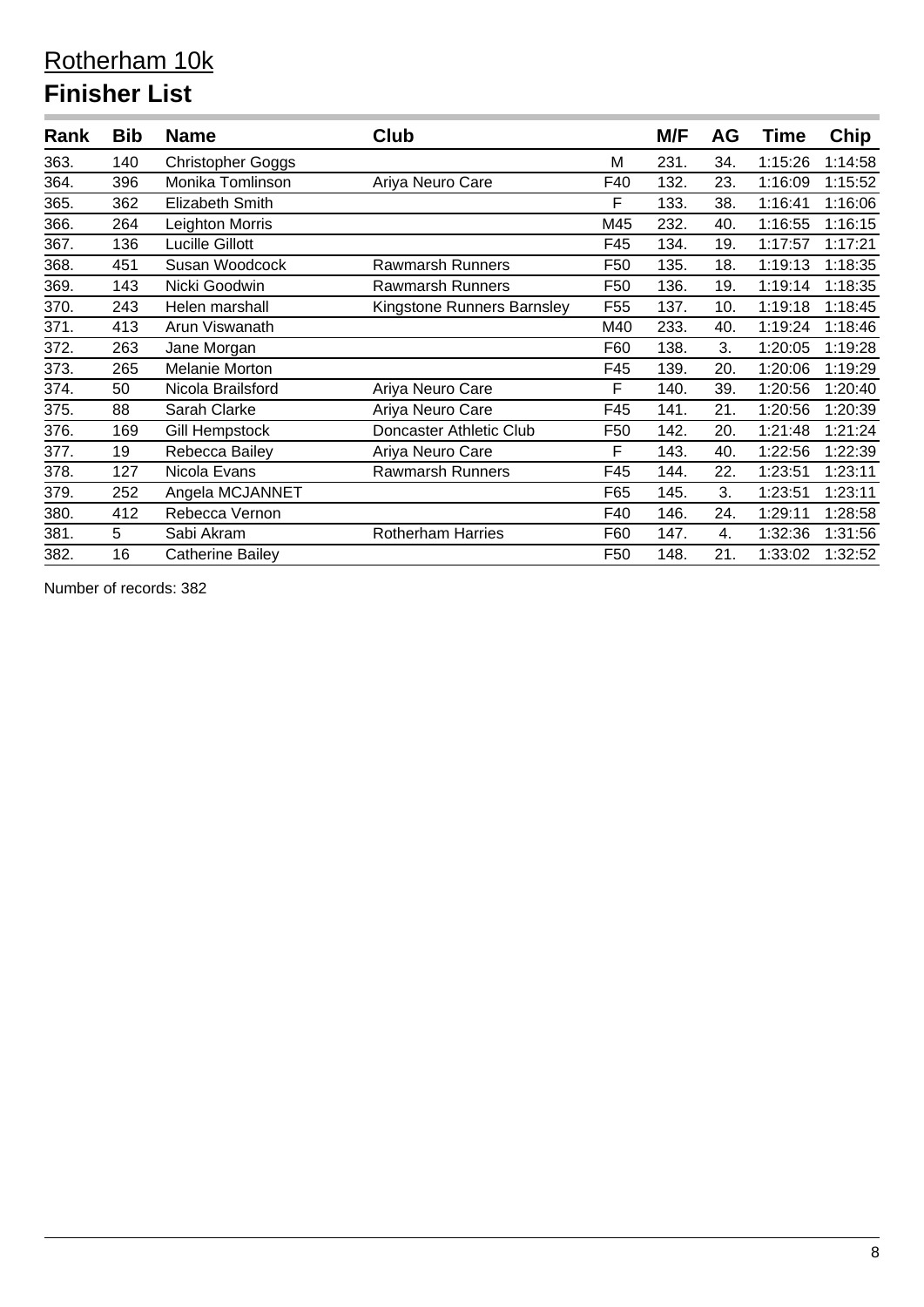# Rotherham 10k

## Finisher List

| Rank | Bib | Name | Club | | M/F | AG | Time | Chip |
|---|---|---|---|---|---|---|---|---|
| 363. | 140 | Christopher Goggs | | M | 231. | 34. | 1:15:26 | 1:14:58 |
| 364. | 396 | Monika Tomlinson | Ariya Neuro Care | F40 | 132. | 23. | 1:16:09 | 1:15:52 |
| 365. | 362 | Elizabeth Smith | | F | 133. | 38. | 1:16:41 | 1:16:06 |
| 366. | 264 | Leighton Morris | | M45 | 232. | 40. | 1:16:55 | 1:16:15 |
| 367. | 136 | Lucille Gillott | | F45 | 134. | 19. | 1:17:57 | 1:17:21 |
| 368. | 451 | Susan Woodcock | Rawmarsh Runners | F50 | 135. | 18. | 1:19:13 | 1:18:35 |
| 369. | 143 | Nicki Goodwin | Rawmarsh Runners | F50 | 136. | 19. | 1:19:14 | 1:18:35 |
| 370. | 243 | Helen marshall | Kingstone Runners Barnsley | F55 | 137. | 10. | 1:19:18 | 1:18:45 |
| 371. | 413 | Arun Viswanath | | M40 | 233. | 40. | 1:19:24 | 1:18:46 |
| 372. | 263 | Jane Morgan | | F60 | 138. | 3. | 1:20:05 | 1:19:28 |
| 373. | 265 | Melanie Morton | | F45 | 139. | 20. | 1:20:06 | 1:19:29 |
| 374. | 50 | Nicola Brailsford | Ariya Neuro Care | F | 140. | 39. | 1:20:56 | 1:20:40 |
| 375. | 88 | Sarah Clarke | Ariya Neuro Care | F45 | 141. | 21. | 1:20:56 | 1:20:39 |
| 376. | 169 | Gill Hempstock | Doncaster Athletic Club | F50 | 142. | 20. | 1:21:48 | 1:21:24 |
| 377. | 19 | Rebecca Bailey | Ariya Neuro Care | F | 143. | 40. | 1:22:56 | 1:22:39 |
| 378. | 127 | Nicola Evans | Rawmarsh Runners | F45 | 144. | 22. | 1:23:51 | 1:23:11 |
| 379. | 252 | Angela MCJANNET | | F65 | 145. | 3. | 1:23:51 | 1:23:11 |
| 380. | 412 | Rebecca Vernon | | F40 | 146. | 24. | 1:29:11 | 1:28:58 |
| 381. | 5 | Sabi Akram | Rotherham Harries | F60 | 147. | 4. | 1:32:36 | 1:31:56 |
| 382. | 16 | Catherine Bailey | | F50 | 148. | 21. | 1:33:02 | 1:32:52 |

Number of records: 382